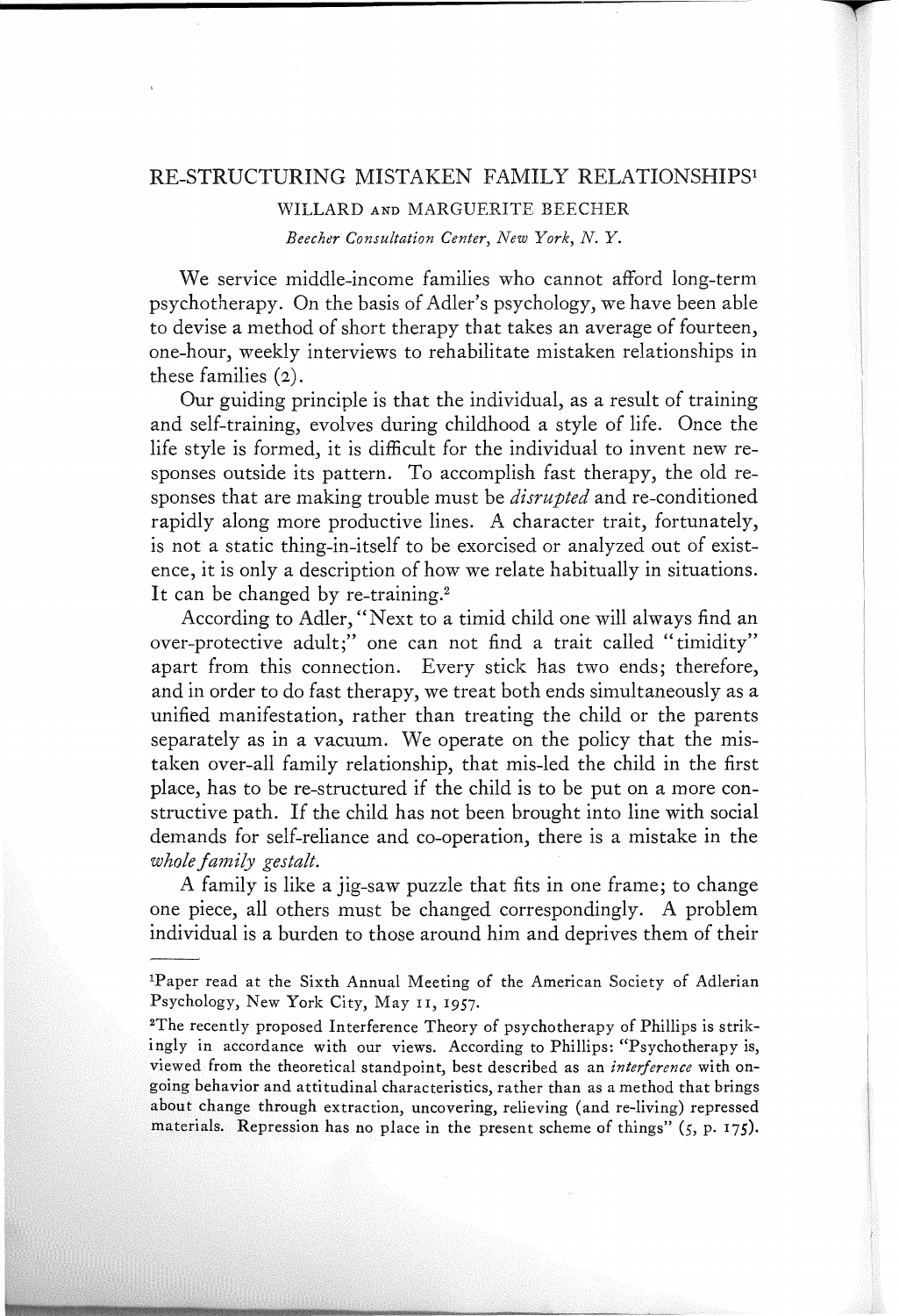# RE-STRUCTURING MISTAKEN FAMILY RELATIONSHIPS[1]

WILLARD AND MARGUERITE BEECHER

*Beecher Consultation Center, New York, N. Y.*

We service middle-income families who cannot afford long-term psychotherapy. On the basis of Adler's psychology, we have been able to devise a method of short therapy that takes an average of fourteen, one-hour, weekly interviews to rehabilitate mistaken relationships in these families (2).

Our guiding principle is that the individual, as a result of training and self-training, evolves during childhood a style of life. Once the life style is formed, it is difficult for the individual to invent new responses outside its pattern. To accomplish fast therapy, the old responses that are making trouble must be *disrupted* and re-conditioned rapidly along more productive lines. A character trait, fortunately, is not a static thing-in-itself to be exorcised or analyzed out of existence, it is only a description of how we relate habitually in situations. It can be changed by re-training.[2]

According to Adler, "Next to a timid child one will always find an over-protective adult;" one can not find a trait called "timidity" apart from this connection. Every stick has two ends; therefore, and in order to do fast therapy, we treat both ends simultaneously as a unified manifestation, rather than treating the child or the parents separately as in a vacuum. We operate on the policy that the mistaken over-all family relationship, that mis-led the child in the first place, has to be re-structured if the child is to be put on a more constructive path. If the child has not been brought into line with social demands for self-reliance and co-operation, there is a mistake in the *whole family gestalt.*

A family is like a jig-saw puzzle that fits in one frame; to change one piece, all others must be changed correspondingly. A problem individual is a burden to those around him and deprives them of their

---

[1]Paper read at the Sixth Annual Meeting of the American Society of Adlerian Psychology, New York City, May 11, 1957.

[2]The recently proposed Interference Theory of psychotherapy of Phillips is strikingly in accordance with our views. According to Phillips: "Psychotherapy is, viewed from the theoretical standpoint, best described as an *interference* with ongoing behavior and attitudinal characteristics, rather than as a method that brings about change through extraction, uncovering, relieving (and re-living) repressed materials. Repression has no place in the present scheme of things" (5, p. 175).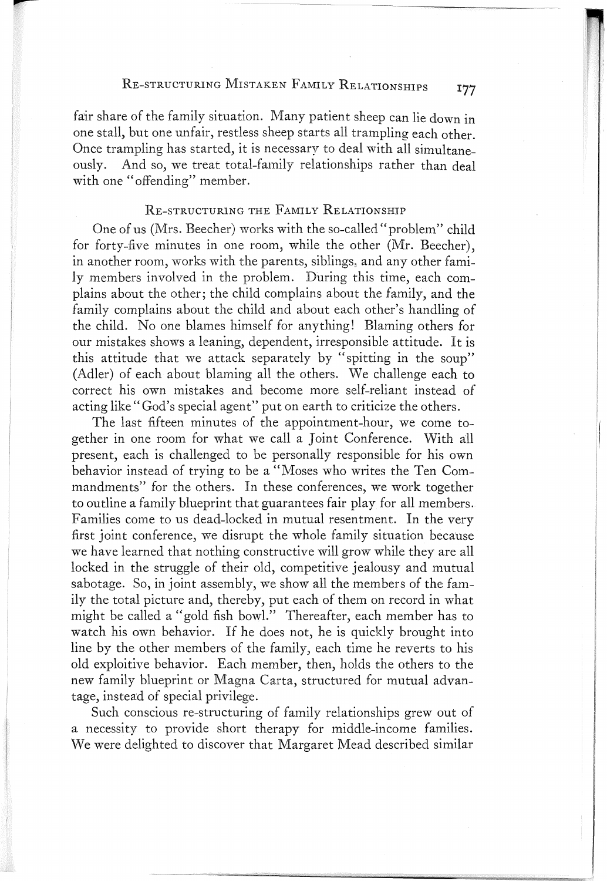fair share of the family situation. Many patient sheep can lie down in one stall, but one unfair, restless sheep starts all trampling each other. Once trampling has started, it is necessary to deal with all simultaneously. And so, we treat total-family relationships rather than deal with one "offending" member.

## Re-structuring the Family Relationship

One of us (Mrs. Beecher) works with the so-called "problem" child for forty-five minutes in one room, while the other (Mr. Beecher), in another room, works with the parents, siblings, and any other family members involved in the problem. During this time, each complains about the other; the child complains about the family, and the family complains about the child and about each other's handling of the child. No one blames himself for anything! Blaming others for our mistakes shows a leaning, dependent, irresponsible attitude. It is this attitude that we attack separately by "spitting in the soup" (Adler) of each about blaming all the others. We challenge each to correct his own mistakes and become more self-reliant instead of acting like "God's special agent" put on earth to criticize the others.

The last fifteen minutes of the appointment-hour, we come together in one room for what we call a Joint Conference. With all present, each is challenged to be personally responsible for his own behavior instead of trying to be a "Moses who writes the Ten Commandments" for the others. In these conferences, we work together to outline a family blueprint that guarantees fair play for all members. Families come to us dead-locked in mutual resentment. In the very first joint conference, we disrupt the whole family situation because we have learned that nothing constructive will grow while they are all locked in the struggle of their old, competitive jealousy and mutual sabotage. So, in joint assembly, we show all the members of the family the total picture and, thereby, put each of them on record in what might be called a "gold fish bowl." Thereafter, each member has to watch his own behavior. If he does not, he is quickly brought into line by the other members of the family, each time he reverts to his old exploitive behavior. Each member, then, holds the others to the new family blueprint or Magna Carta, structured for mutual advantage, instead of special privilege.

Such conscious re-structuring of family relationships grew out of a necessity to provide short therapy for middle-income families. We were delighted to discover that Margaret Mead described similar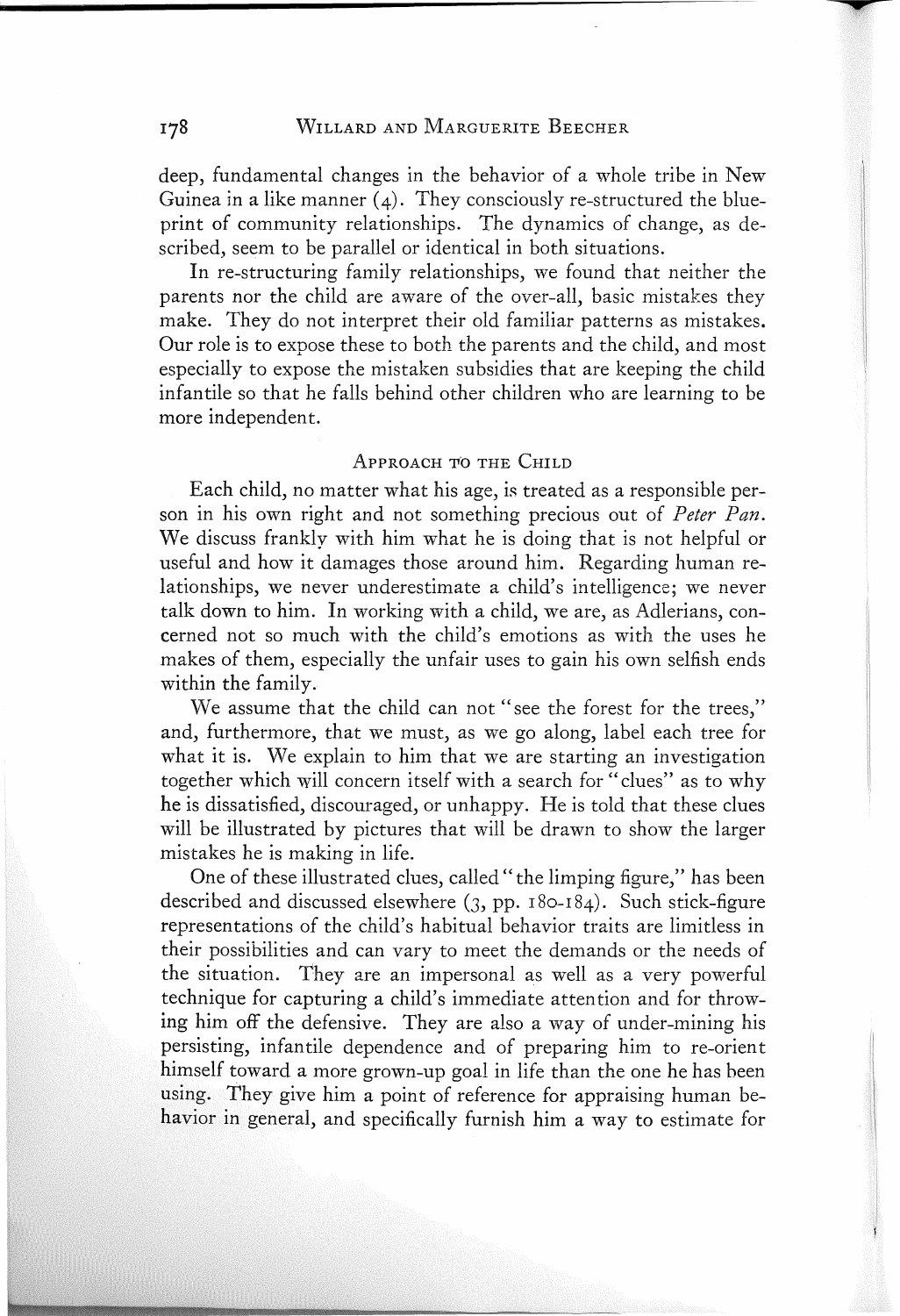deep, fundamental changes in the behavior of a whole tribe in New Guinea in a like manner (4). They consciously re-structured the blueprint of community relationships. The dynamics of change, as described, seem to be parallel or identical in both situations.

In re-structuring family relationships, we found that neither the parents nor the child are aware of the over-all, basic mistakes they make. They do not interpret their old familiar patterns as mistakes. Our role is to expose these to both the parents and the child, and most especially to expose the mistaken subsidies that are keeping the child infantile so that he falls behind other children who are learning to be more independent.

## Approach to the Child

Each child, no matter what his age, is treated as a responsible person in his own right and not something precious out of *Peter Pan*. We discuss frankly with him what he is doing that is not helpful or useful and how it damages those around him. Regarding human relationships, we never underestimate a child's intelligence; we never talk down to him. In working with a child, we are, as Adlerians, concerned not so much with the child's emotions as with the uses he makes of them, especially the unfair uses to gain his own selfish ends within the family.

We assume that the child can not "see the forest for the trees," and, furthermore, that we must, as we go along, label each tree for what it is. We explain to him that we are starting an investigation together which will concern itself with a search for "clues" as to why he is dissatisfied, discouraged, or unhappy. He is told that these clues will be illustrated by pictures that will be drawn to show the larger mistakes he is making in life.

One of these illustrated clues, called "the limping figure," has been described and discussed elsewhere (3, pp. 180-184). Such stick-figure representations of the child's habitual behavior traits are limitless in their possibilities and can vary to meet the demands or the needs of the situation. They are an impersonal as well as a very powerful technique for capturing a child's immediate attention and for throwing him off the defensive. They are also a way of under-mining his persisting, infantile dependence and of preparing him to re-orient himself toward a more grown-up goal in life than the one he has been using. They give him a point of reference for appraising human behavior in general, and specifically furnish him a way to estimate for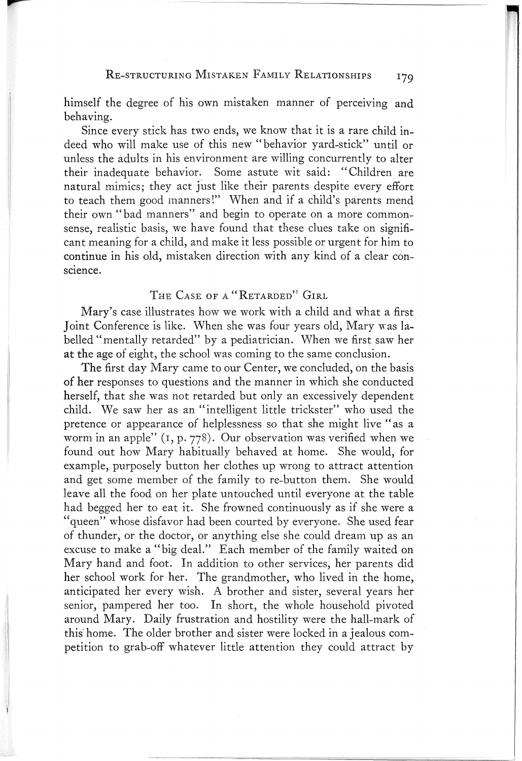himself the degree of his own mistaken manner of perceiving and behaving.

Since every stick has two ends, we know that it is a rare child indeed who will make use of this new "behavior yard-stick" until or unless the adults in his environment are willing concurrently to alter their inadequate behavior. Some astute wit said: "Children are natural mimics; they act just like their parents despite every effort to teach them good manners!" When and if a child's parents mend their own "bad manners" and begin to operate on a more common-sense, realistic basis, we have found that these clues take on significant meaning for a child, and make it less possible or urgent for him to continue in his old, mistaken direction with any kind of a clear conscience.

## The Case of a "Retarded" Girl

Mary's case illustrates how we work with a child and what a first Joint Conference is like. When she was four years old, Mary was labelled "mentally retarded" by a pediatrician. When we first saw her at the age of eight, the school was coming to the same conclusion.

The first day Mary came to our Center, we concluded, on the basis of her responses to questions and the manner in which she conducted herself, that she was not retarded but only an excessively dependent child. We saw her as an "intelligent little trickster" who used the pretence or appearance of helplessness so that she might live "as a worm in an apple" (1, p. 778). Our observation was verified when we found out how Mary habitually behaved at home. She would, for example, purposely button her clothes up wrong to attract attention and get some member of the family to re-button them. She would leave all the food on her plate untouched until everyone at the table had begged her to eat it. She frowned continuously as if she were a "queen" whose disfavor had been courted by everyone. She used fear of thunder, or the doctor, or anything else she could dream up as an excuse to make a "big deal." Each member of the family waited on Mary hand and foot. In addition to other services, her parents did her school work for her. The grandmother, who lived in the home, anticipated her every wish. A brother and sister, several years her senior, pampered her too. In short, the whole household pivoted around Mary. Daily frustration and hostility were the hall-mark of this home. The older brother and sister were locked in a jealous competition to grab-off whatever little attention they could attract by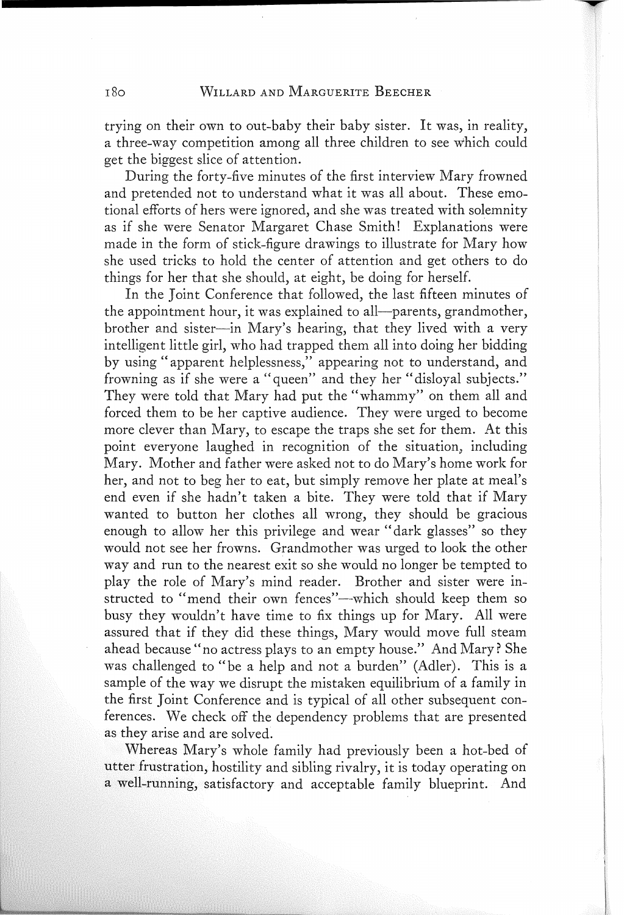trying on their own to out-baby their baby sister. It was, in reality, a three-way competition among all three children to see which could get the biggest slice of attention.

During the forty-five minutes of the first interview Mary frowned and pretended not to understand what it was all about. These emotional efforts of hers were ignored, and she was treated with solemnity as if she were Senator Margaret Chase Smith! Explanations were made in the form of stick-figure drawings to illustrate for Mary how she used tricks to hold the center of attention and get others to do things for her that she should, at eight, be doing for herself.

In the Joint Conference that followed, the last fifteen minutes of the appointment hour, it was explained to all—parents, grandmother, brother and sister—in Mary's hearing, that they lived with a very intelligent little girl, who had trapped them all into doing her bidding by using "apparent helplessness," appearing not to understand, and frowning as if she were a "queen" and they her "disloyal subjects." They were told that Mary had put the "whammy" on them all and forced them to be her captive audience. They were urged to become more clever than Mary, to escape the traps she set for them. At this point everyone laughed in recognition of the situation, including Mary. Mother and father were asked not to do Mary's home work for her, and not to beg her to eat, but simply remove her plate at meal's end even if she hadn't taken a bite. They were told that if Mary wanted to button her clothes all wrong, they should be gracious enough to allow her this privilege and wear "dark glasses" so they would not see her frowns. Grandmother was urged to look the other way and run to the nearest exit so she would no longer be tempted to play the role of Mary's mind reader. Brother and sister were instructed to "mend their own fences"—which should keep them so busy they wouldn't have time to fix things up for Mary. All were assured that if they did these things, Mary would move full steam ahead because "no actress plays to an empty house." And Mary? She was challenged to "be a help and not a burden" (Adler). This is a sample of the way we disrupt the mistaken equilibrium of a family in the first Joint Conference and is typical of all other subsequent conferences. We check off the dependency problems that are presented as they arise and are solved.

Whereas Mary's whole family had previously been a hot-bed of utter frustration, hostility and sibling rivalry, it is today operating on a well-running, satisfactory and acceptable family blueprint. And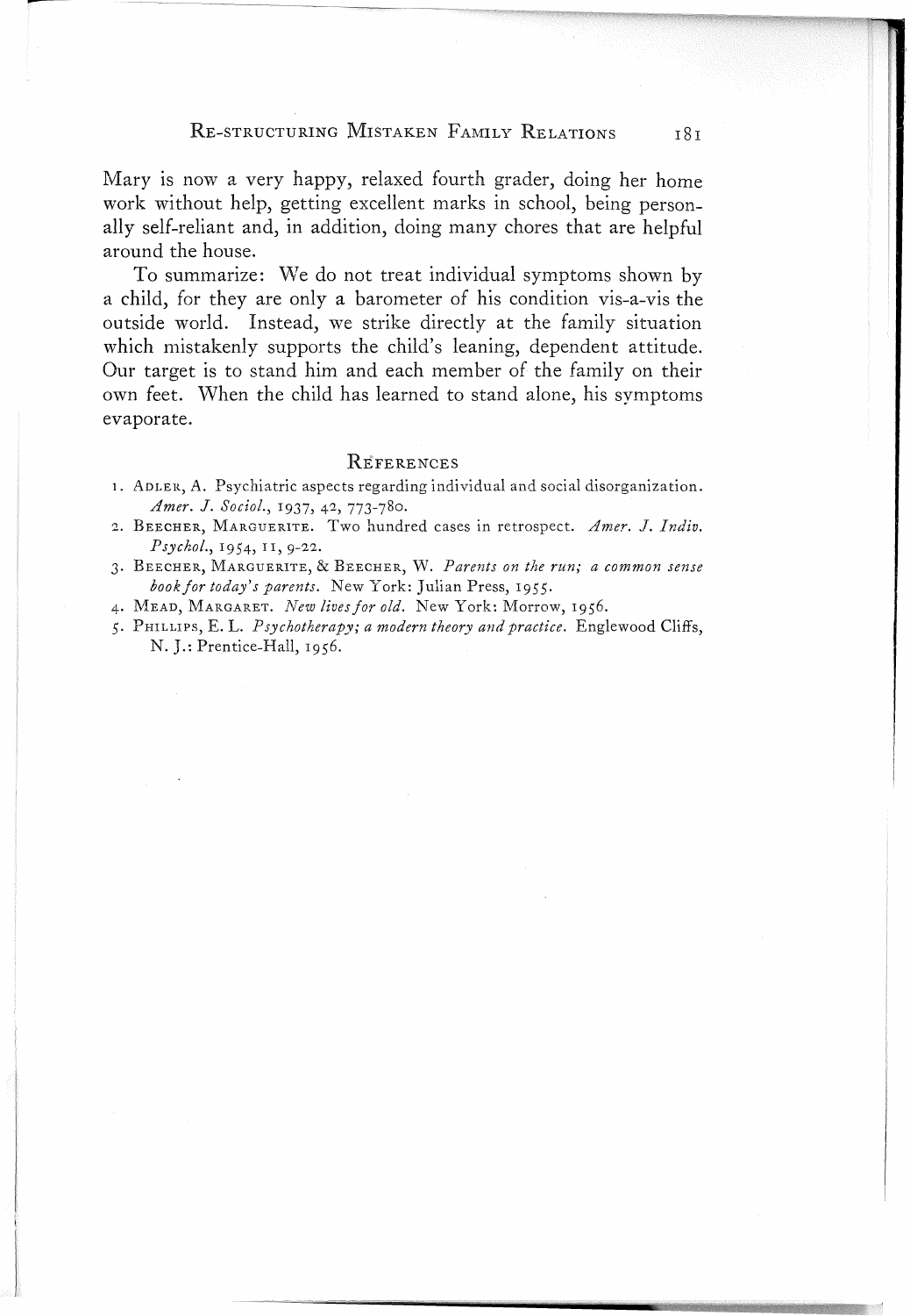Mary is now a very happy, relaxed fourth grader, doing her home work without help, getting excellent marks in school, being personally self-reliant and, in addition, doing many chores that are helpful around the house.

To summarize: We do not treat individual symptoms shown by a child, for they are only a barometer of his condition vis-a-vis the outside world. Instead, we strike directly at the family situation which mistakenly supports the child's leaning, dependent attitude. Our target is to stand him and each member of the family on their own feet. When the child has learned to stand alone, his symptoms evaporate.

## References

1. Adler, A. Psychiatric aspects regarding individual and social disorganization. *Amer. J. Sociol.*, 1937, 42, 773-780.
2. Beecher, Marguerite. Two hundred cases in retrospect. *Amer. J. Indiv. Psychol.*, 1954, 11, 9-22.
3. Beecher, Marguerite, & Beecher, W. *Parents on the run; a common sense book for today's parents.* New York: Julian Press, 1955.
4. Mead, Margaret. *New lives for old.* New York: Morrow, 1956.
5. Phillips, E. L. *Psychotherapy; a modern theory and practice.* Englewood Cliffs, N. J.: Prentice-Hall, 1956.